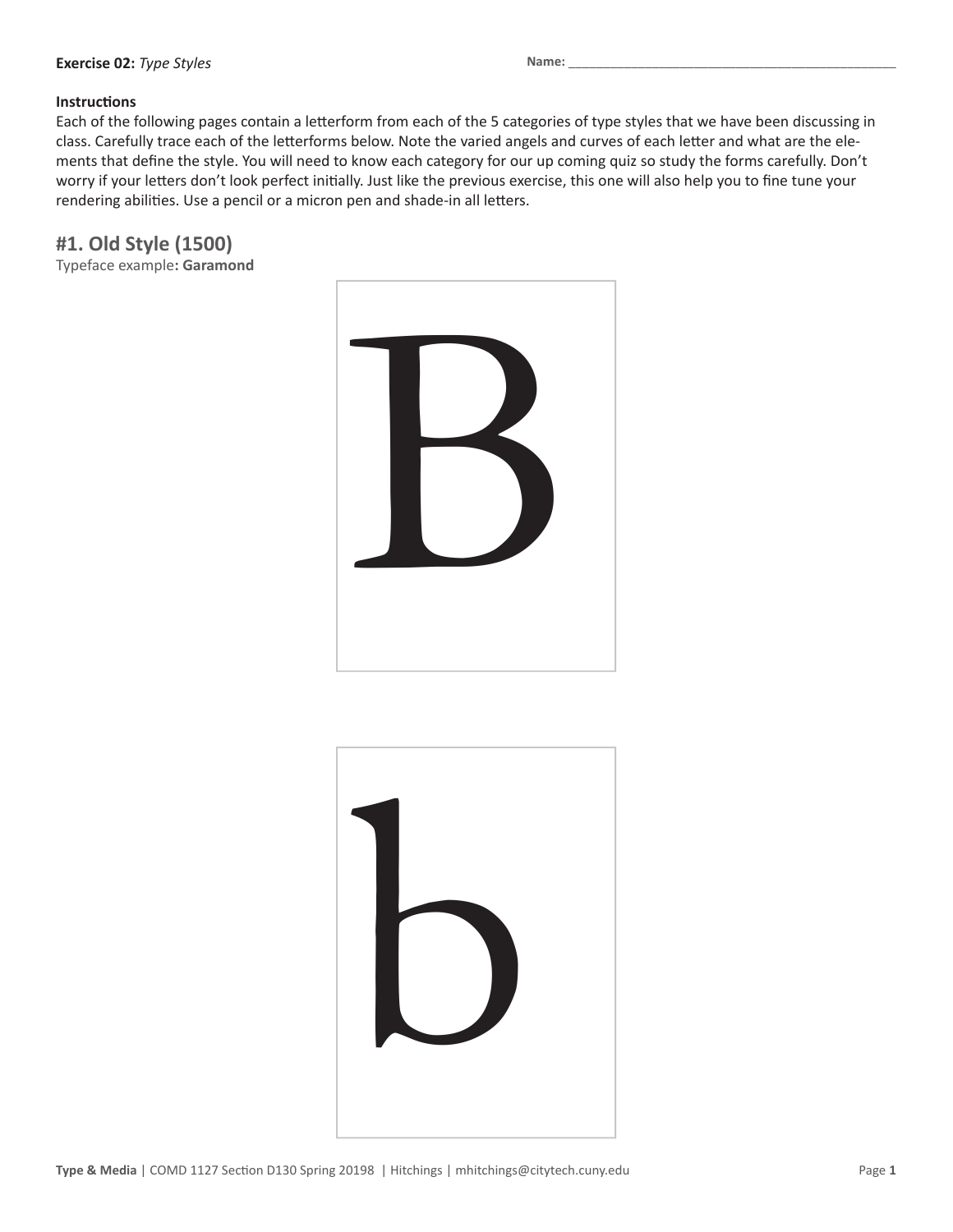**Exercise 02:** *Type Styles*

**Name:** ______________________________________________

**Instructions**

Each of the following pages contain a letterform from each of the 5 categories of type styles that we have been discussing in class. Carefully trace each of the letterforms below. Note the varied angels and curves of each letter and what are the elements that define the style. You will need to know each category for our up coming quiz so study the forms carefully. Don't worry if your letters don't look perfect initially. Just like the previous exercise, this one will also help you to fine tune your rendering abilities. Use a pencil or a micron pen and shade-in all letters.

## #1. Old Style (1500)

Typeface example**: Garamond**

B

b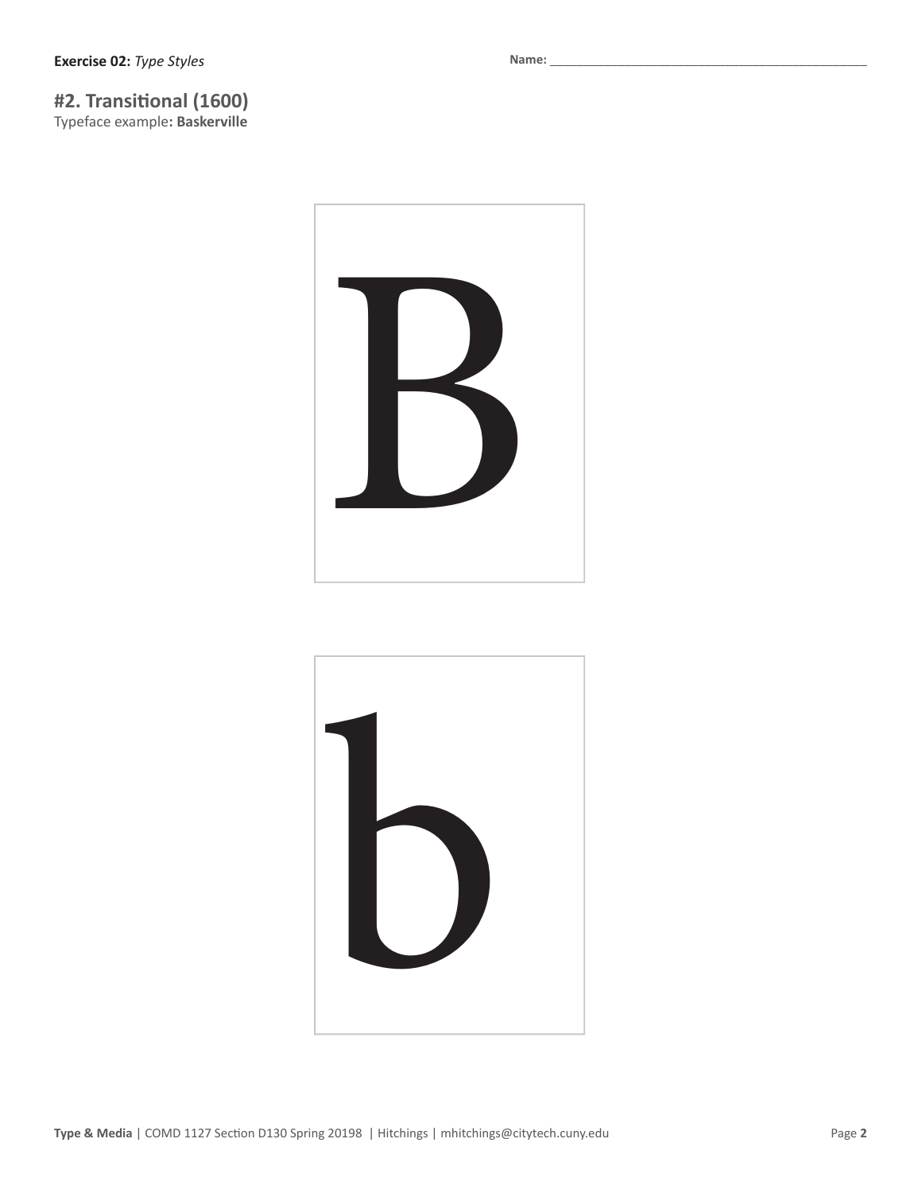**Exercise 02:** *Type Styles*

**Name:** ________________________________________________

## #2. Transitional (1600)

Typeface example**: Baskerville**

B

b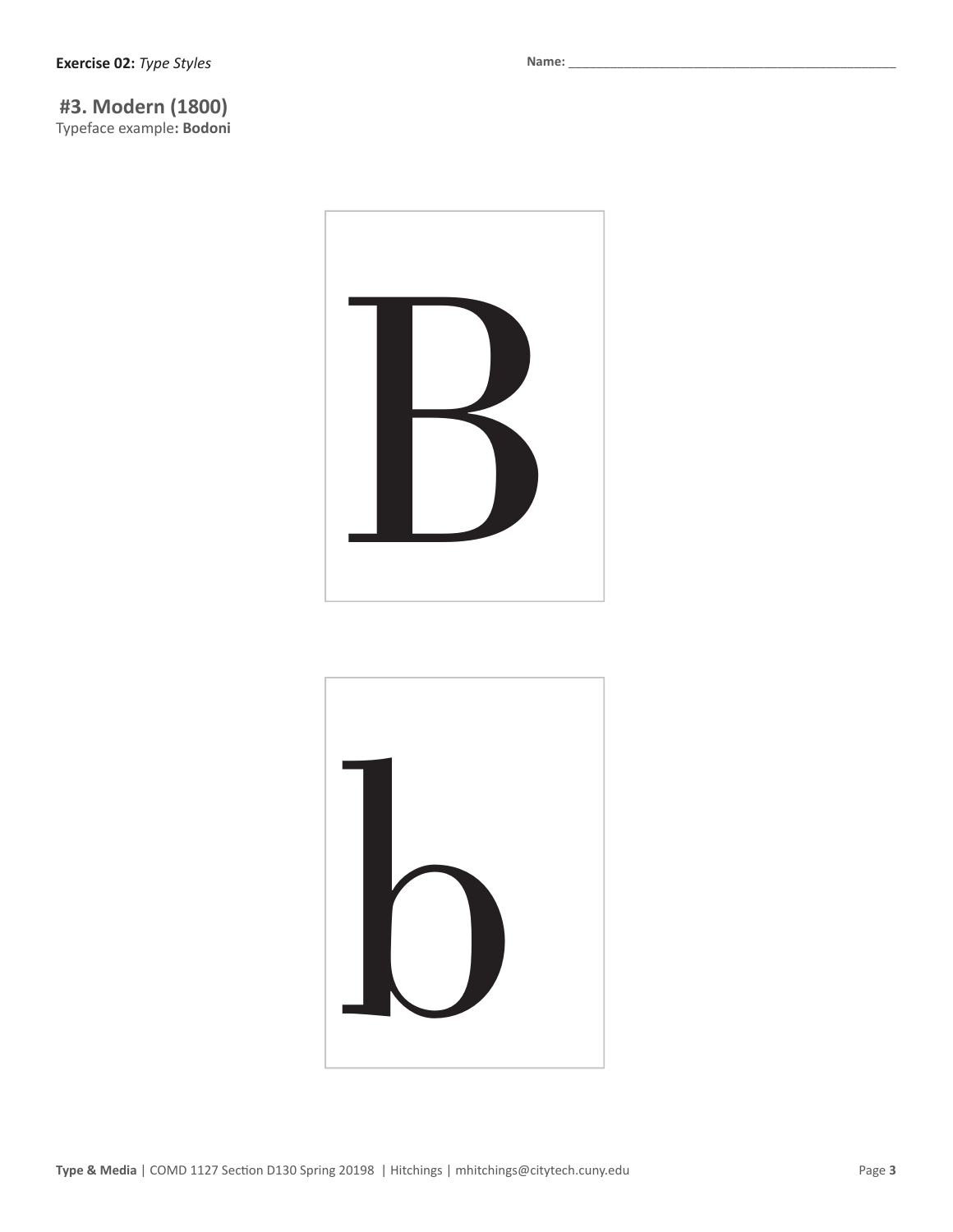**Exercise 02:** *Type Styles*

**Name:** ______________________________________________

## #3. Modern (1800)

Typeface example**: Bodoni**

B

b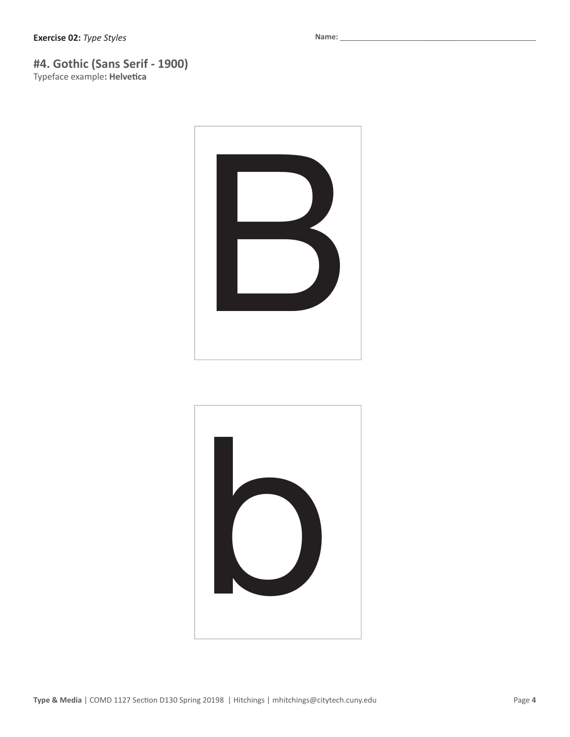**Exercise 02:** *Type Styles*

**Name:** ________________________________________________

## #4. Gothic (Sans Serif - 1900)

Typeface example**: Helvetica**

B

b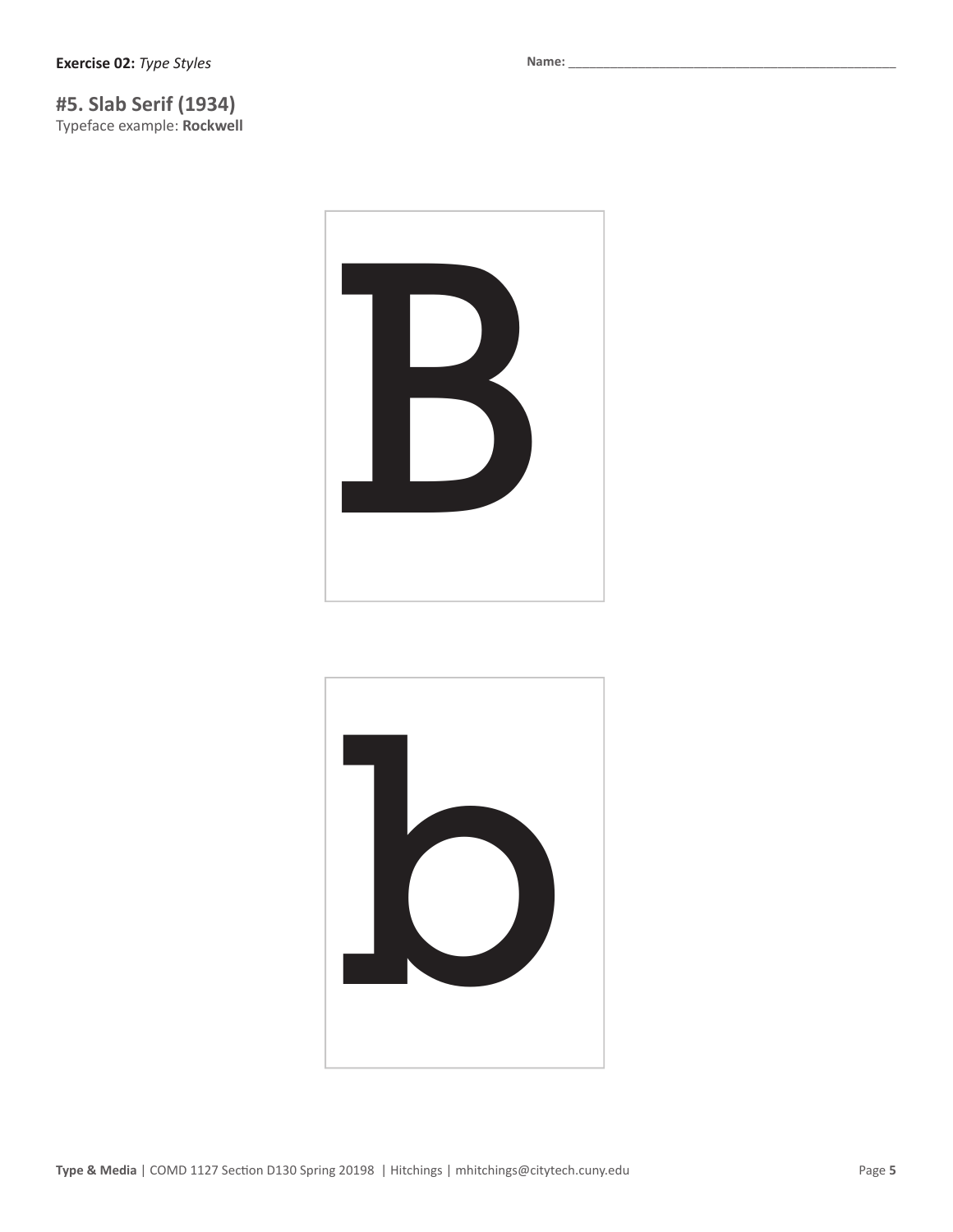**Exercise 02:** *Type Styles*

**Name:** ______________________________________________

## #5. Slab Serif (1934)

Typeface example: **Rockwell**

B

b